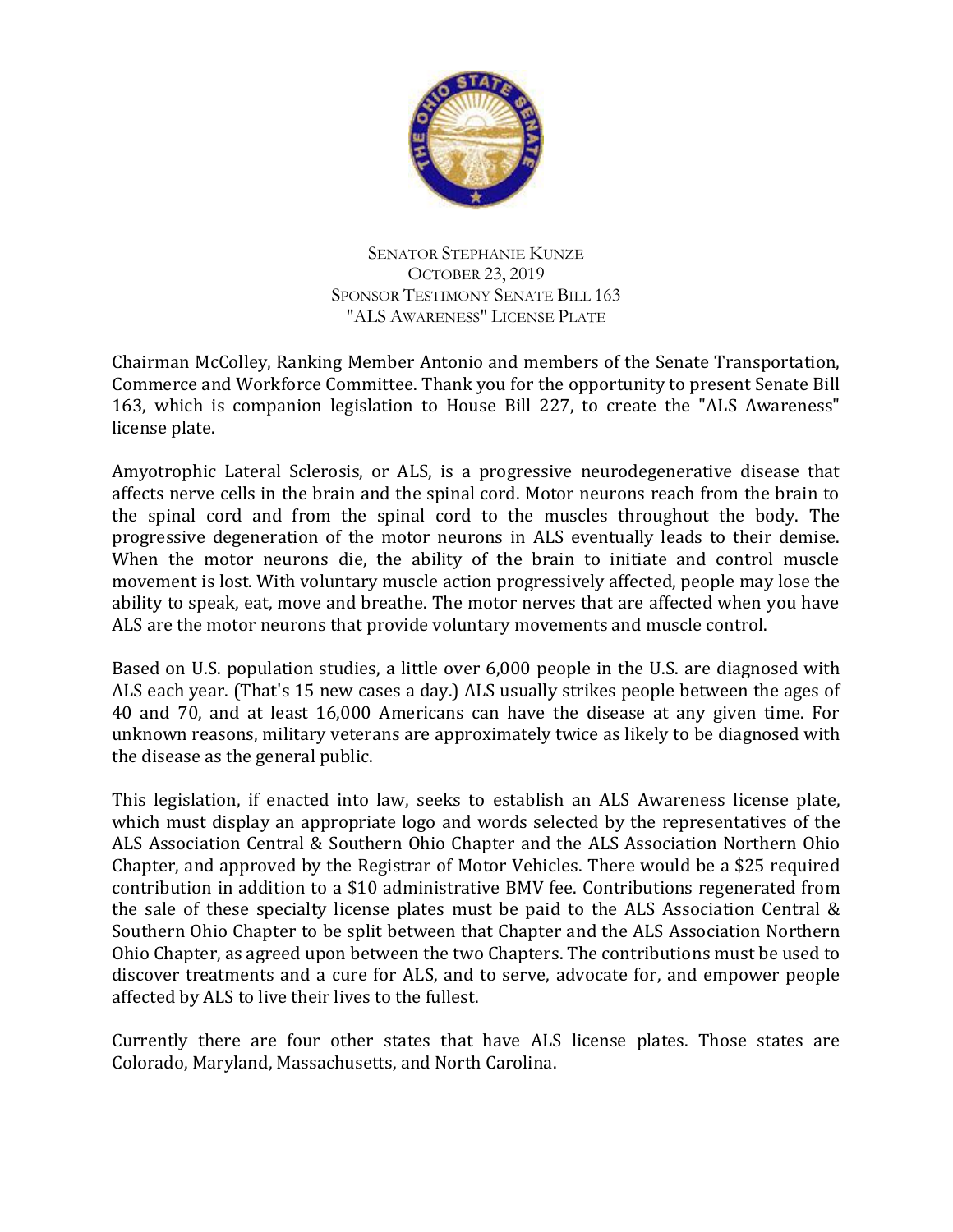SENATOR STEPHANIE KUNZE
OCTOBER 23, 2019
SPONSOR TESTIMONY SENATE BILL 163
"ALS AWARENESS" LICENSE PLATE

---

Chairman McColley, Ranking Member Antonio and members of the Senate Transportation, Commerce and Workforce Committee. Thank you for the opportunity to present Senate Bill 163, which is companion legislation to House Bill 227, to create the "ALS Awareness" license plate.

Amyotrophic Lateral Sclerosis, or ALS, is a progressive neurodegenerative disease that affects nerve cells in the brain and the spinal cord. Motor neurons reach from the brain to the spinal cord and from the spinal cord to the muscles throughout the body. The progressive degeneration of the motor neurons in ALS eventually leads to their demise. When the motor neurons die, the ability of the brain to initiate and control muscle movement is lost. With voluntary muscle action progressively affected, people may lose the ability to speak, eat, move and breathe. The motor nerves that are affected when you have ALS are the motor neurons that provide voluntary movements and muscle control.

Based on U.S. population studies, a little over 6,000 people in the U.S. are diagnosed with ALS each year. (That's 15 new cases a day.) ALS usually strikes people between the ages of 40 and 70, and at least 16,000 Americans can have the disease at any given time. For unknown reasons, military veterans are approximately twice as likely to be diagnosed with the disease as the general public.

This legislation, if enacted into law, seeks to establish an ALS Awareness license plate, which must display an appropriate logo and words selected by the representatives of the ALS Association Central & Southern Ohio Chapter and the ALS Association Northern Ohio Chapter, and approved by the Registrar of Motor Vehicles. There would be a $25 required contribution in addition to a $10 administrative BMV fee. Contributions regenerated from the sale of these specialty license plates must be paid to the ALS Association Central & Southern Ohio Chapter to be split between that Chapter and the ALS Association Northern Ohio Chapter, as agreed upon between the two Chapters. The contributions must be used to discover treatments and a cure for ALS, and to serve, advocate for, and empower people affected by ALS to live their lives to the fullest.

Currently there are four other states that have ALS license plates. Those states are Colorado, Maryland, Massachusetts, and North Carolina.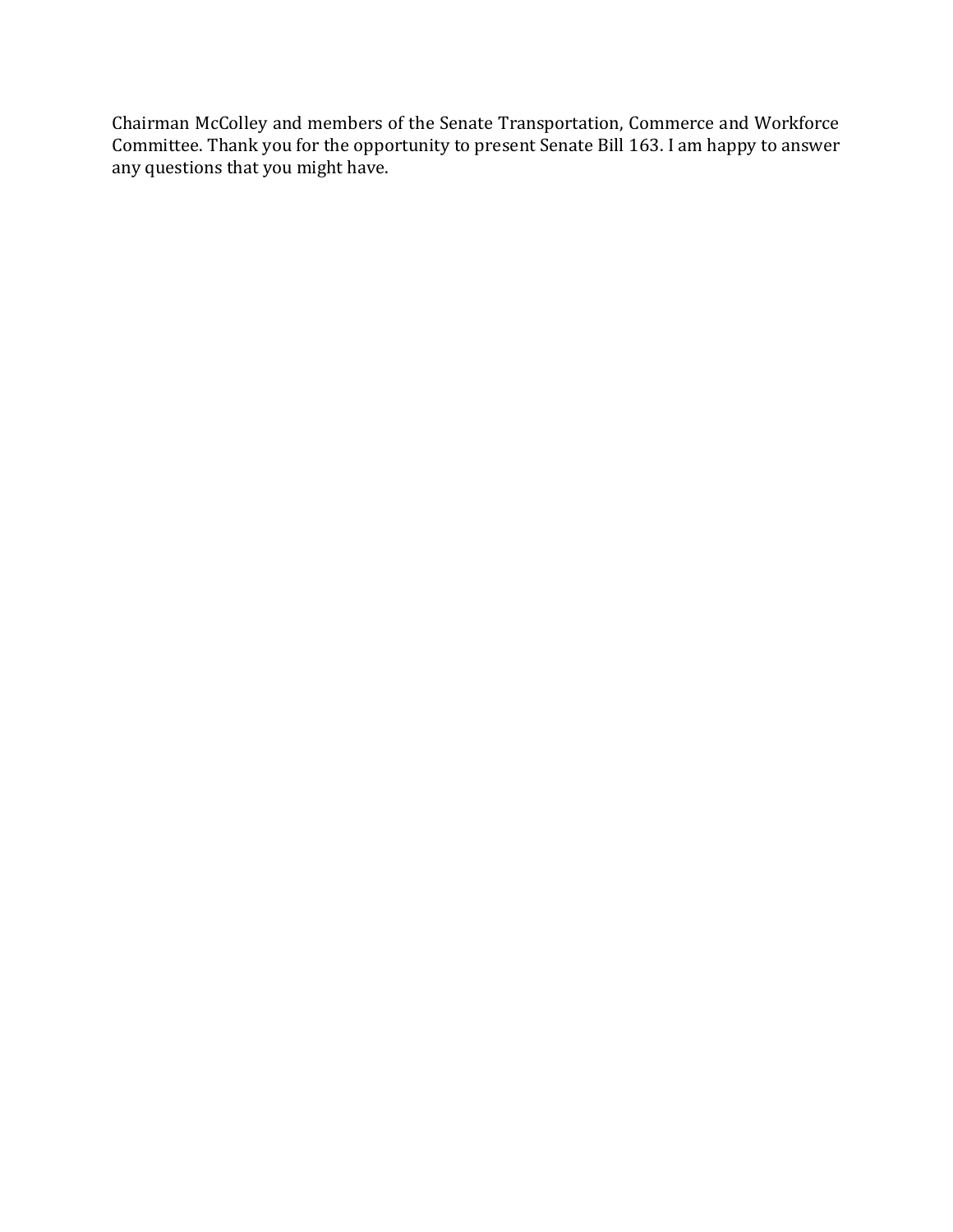Chairman McColley and members of the Senate Transportation, Commerce and Workforce Committee. Thank you for the opportunity to present Senate Bill 163. I am happy to answer any questions that you might have.